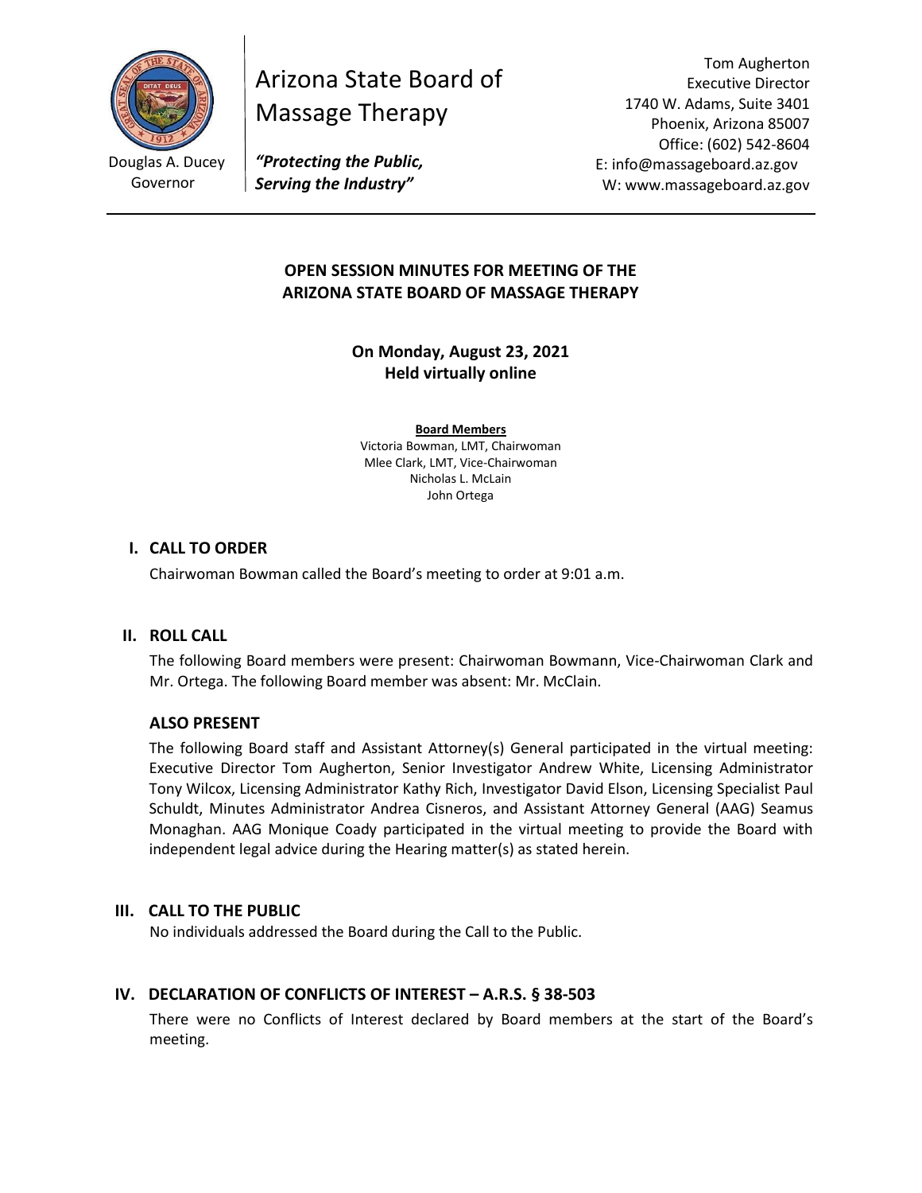Douglas A. Ducey
Governor

Arizona State Board of Massage Therapy

***"Protecting the Public, Serving the Industry"***

Tom Augherton
Executive Director
1740 W. Adams, Suite 3401
Phoenix, Arizona 85007
Office: (602) 542-8604
E: info@massageboard.az.gov
W: www.massageboard.az.gov

---

# OPEN SESSION MINUTES FOR MEETING OF THE ARIZONA STATE BOARD OF MASSAGE THERAPY

**On Monday, August 23, 2021**
**Held virtually online**

**Board Members**
Victoria Bowman, LMT, Chairwoman
Mlee Clark, LMT, Vice-Chairwoman
Nicholas L. McLain
John Ortega

## I. CALL TO ORDER

Chairwoman Bowman called the Board's meeting to order at 9:01 a.m.

## II. ROLL CALL

The following Board members were present: Chairwoman Bowmann, Vice-Chairwoman Clark and Mr. Ortega. The following Board member was absent: Mr. McClain.

### ALSO PRESENT

The following Board staff and Assistant Attorney(s) General participated in the virtual meeting: Executive Director Tom Augherton, Senior Investigator Andrew White, Licensing Administrator Tony Wilcox, Licensing Administrator Kathy Rich, Investigator David Elson, Licensing Specialist Paul Schuldt, Minutes Administrator Andrea Cisneros, and Assistant Attorney General (AAG) Seamus Monaghan. AAG Monique Coady participated in the virtual meeting to provide the Board with independent legal advice during the Hearing matter(s) as stated herein.

## III. CALL TO THE PUBLIC

No individuals addressed the Board during the Call to the Public.

## IV. DECLARATION OF CONFLICTS OF INTEREST – A.R.S. § 38-503

There were no Conflicts of Interest declared by Board members at the start of the Board's meeting.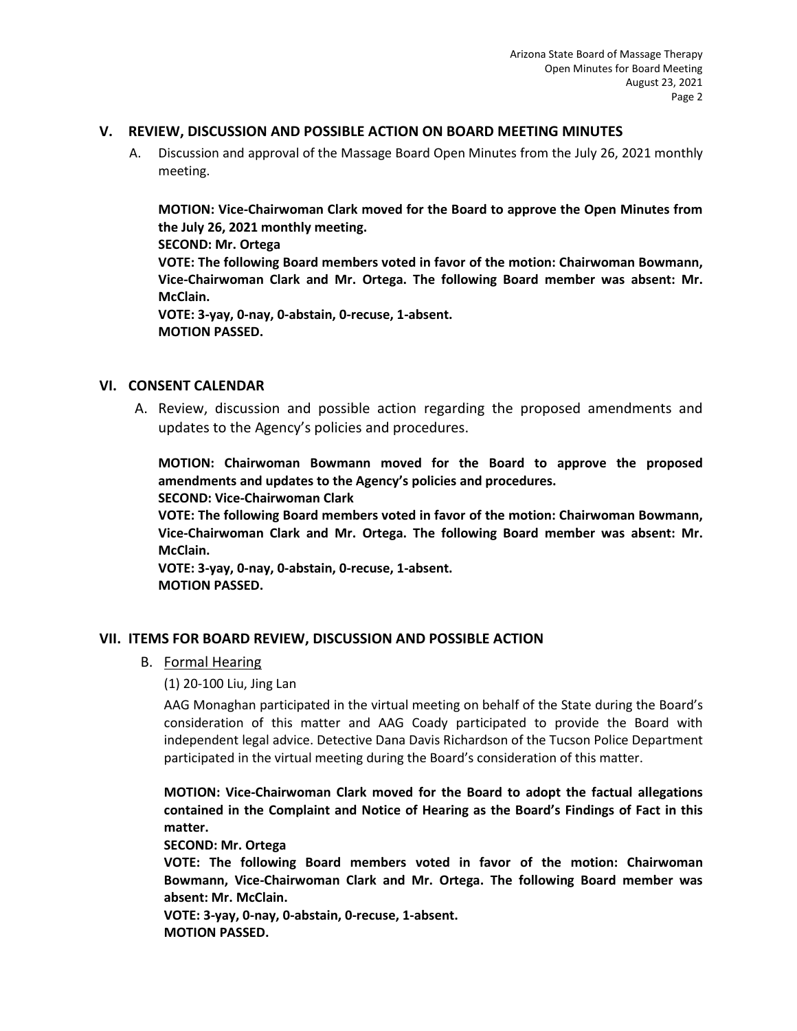## V. REVIEW, DISCUSSION AND POSSIBLE ACTION ON BOARD MEETING MINUTES

A. Discussion and approval of the Massage Board Open Minutes from the July 26, 2021 monthly meeting.

**MOTION: Vice-Chairwoman Clark moved for the Board to approve the Open Minutes from the July 26, 2021 monthly meeting.**
**SECOND: Mr. Ortega**
**VOTE: The following Board members voted in favor of the motion: Chairwoman Bowmann, Vice-Chairwoman Clark and Mr. Ortega. The following Board member was absent: Mr. McClain.**
**VOTE: 3-yay, 0-nay, 0-abstain, 0-recuse, 1-absent.**
**MOTION PASSED.**

## VI. CONSENT CALENDAR

A. Review, discussion and possible action regarding the proposed amendments and updates to the Agency's policies and procedures.

**MOTION: Chairwoman Bowmann moved for the Board to approve the proposed amendments and updates to the Agency's policies and procedures.**
**SECOND: Vice-Chairwoman Clark**
**VOTE: The following Board members voted in favor of the motion: Chairwoman Bowmann, Vice-Chairwoman Clark and Mr. Ortega. The following Board member was absent: Mr. McClain.**
**VOTE: 3-yay, 0-nay, 0-abstain, 0-recuse, 1-absent.**
**MOTION PASSED.**

## VII. ITEMS FOR BOARD REVIEW, DISCUSSION AND POSSIBLE ACTION

B. <u>Formal Hearing</u>

(1) 20-100 Liu, Jing Lan

AAG Monaghan participated in the virtual meeting on behalf of the State during the Board's consideration of this matter and AAG Coady participated to provide the Board with independent legal advice. Detective Dana Davis Richardson of the Tucson Police Department participated in the virtual meeting during the Board's consideration of this matter.

**MOTION: Vice-Chairwoman Clark moved for the Board to adopt the factual allegations contained in the Complaint and Notice of Hearing as the Board's Findings of Fact in this matter.**
**SECOND: Mr. Ortega**
**VOTE: The following Board members voted in favor of the motion: Chairwoman Bowmann, Vice-Chairwoman Clark and Mr. Ortega. The following Board member was absent: Mr. McClain.**
**VOTE: 3-yay, 0-nay, 0-abstain, 0-recuse, 1-absent.**
**MOTION PASSED.**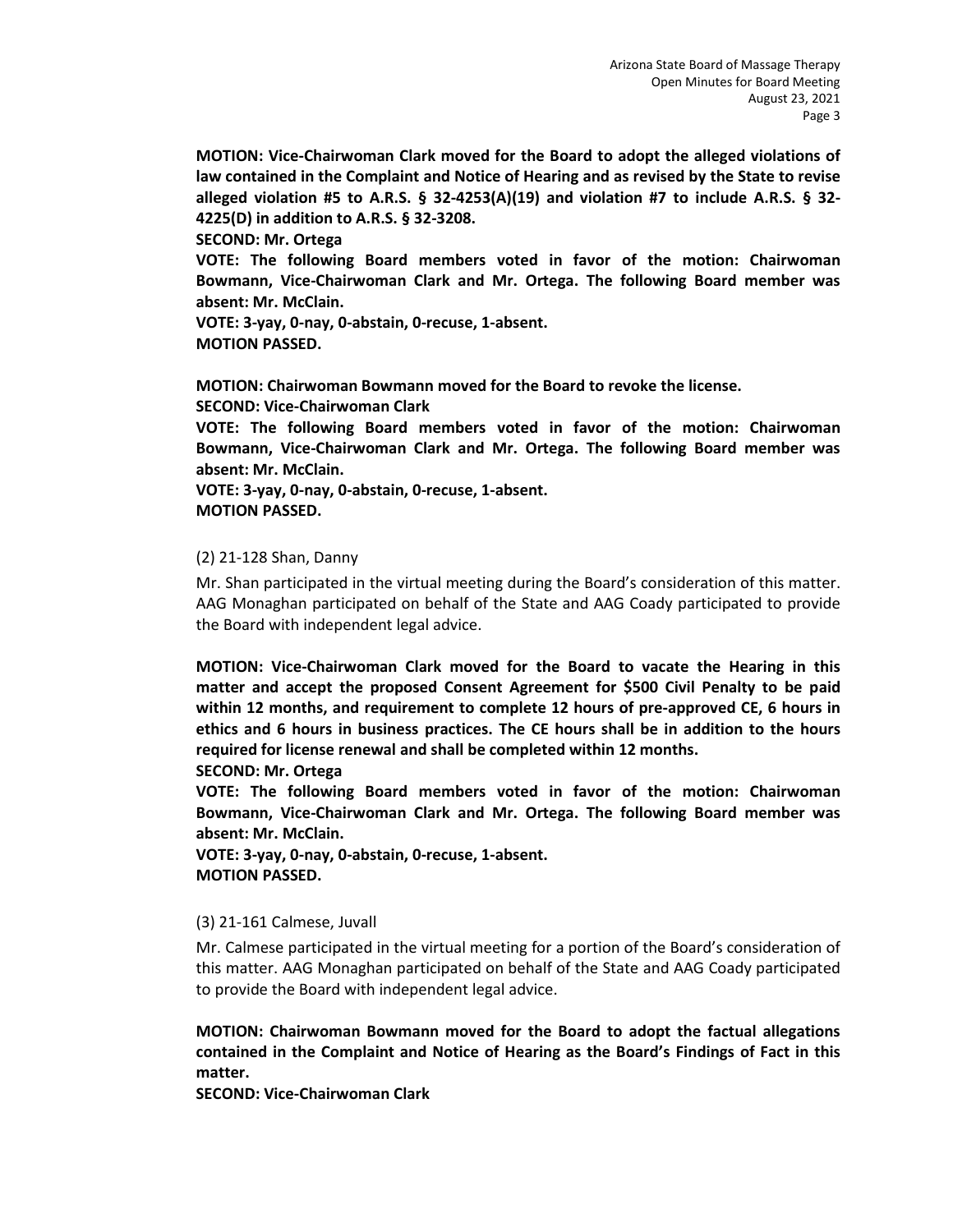**MOTION: Vice-Chairwoman Clark moved for the Board to adopt the alleged violations of law contained in the Complaint and Notice of Hearing and as revised by the State to revise alleged violation #5 to A.R.S. § 32-4253(A)(19) and violation #7 to include A.R.S. § 32-4225(D) in addition to A.R.S. § 32-3208.**
**SECOND: Mr. Ortega**
**VOTE: The following Board members voted in favor of the motion: Chairwoman Bowmann, Vice-Chairwoman Clark and Mr. Ortega. The following Board member was absent: Mr. McClain.**
**VOTE: 3-yay, 0-nay, 0-abstain, 0-recuse, 1-absent.**
**MOTION PASSED.**

**MOTION: Chairwoman Bowmann moved for the Board to revoke the license.**
**SECOND: Vice-Chairwoman Clark**
**VOTE: The following Board members voted in favor of the motion: Chairwoman Bowmann, Vice-Chairwoman Clark and Mr. Ortega. The following Board member was absent: Mr. McClain.**
**VOTE: 3-yay, 0-nay, 0-abstain, 0-recuse, 1-absent.**
**MOTION PASSED.**

(2) 21-128 Shan, Danny

Mr. Shan participated in the virtual meeting during the Board's consideration of this matter. AAG Monaghan participated on behalf of the State and AAG Coady participated to provide the Board with independent legal advice.

**MOTION: Vice-Chairwoman Clark moved for the Board to vacate the Hearing in this matter and accept the proposed Consent Agreement for $500 Civil Penalty to be paid within 12 months, and requirement to complete 12 hours of pre-approved CE, 6 hours in ethics and 6 hours in business practices. The CE hours shall be in addition to the hours required for license renewal and shall be completed within 12 months.**
**SECOND: Mr. Ortega**
**VOTE: The following Board members voted in favor of the motion: Chairwoman Bowmann, Vice-Chairwoman Clark and Mr. Ortega. The following Board member was absent: Mr. McClain.**
**VOTE: 3-yay, 0-nay, 0-abstain, 0-recuse, 1-absent.**
**MOTION PASSED.**

(3) 21-161 Calmese, Juvall

Mr. Calmese participated in the virtual meeting for a portion of the Board's consideration of this matter. AAG Monaghan participated on behalf of the State and AAG Coady participated to provide the Board with independent legal advice.

**MOTION: Chairwoman Bowmann moved for the Board to adopt the factual allegations contained in the Complaint and Notice of Hearing as the Board's Findings of Fact in this matter.**
**SECOND: Vice-Chairwoman Clark**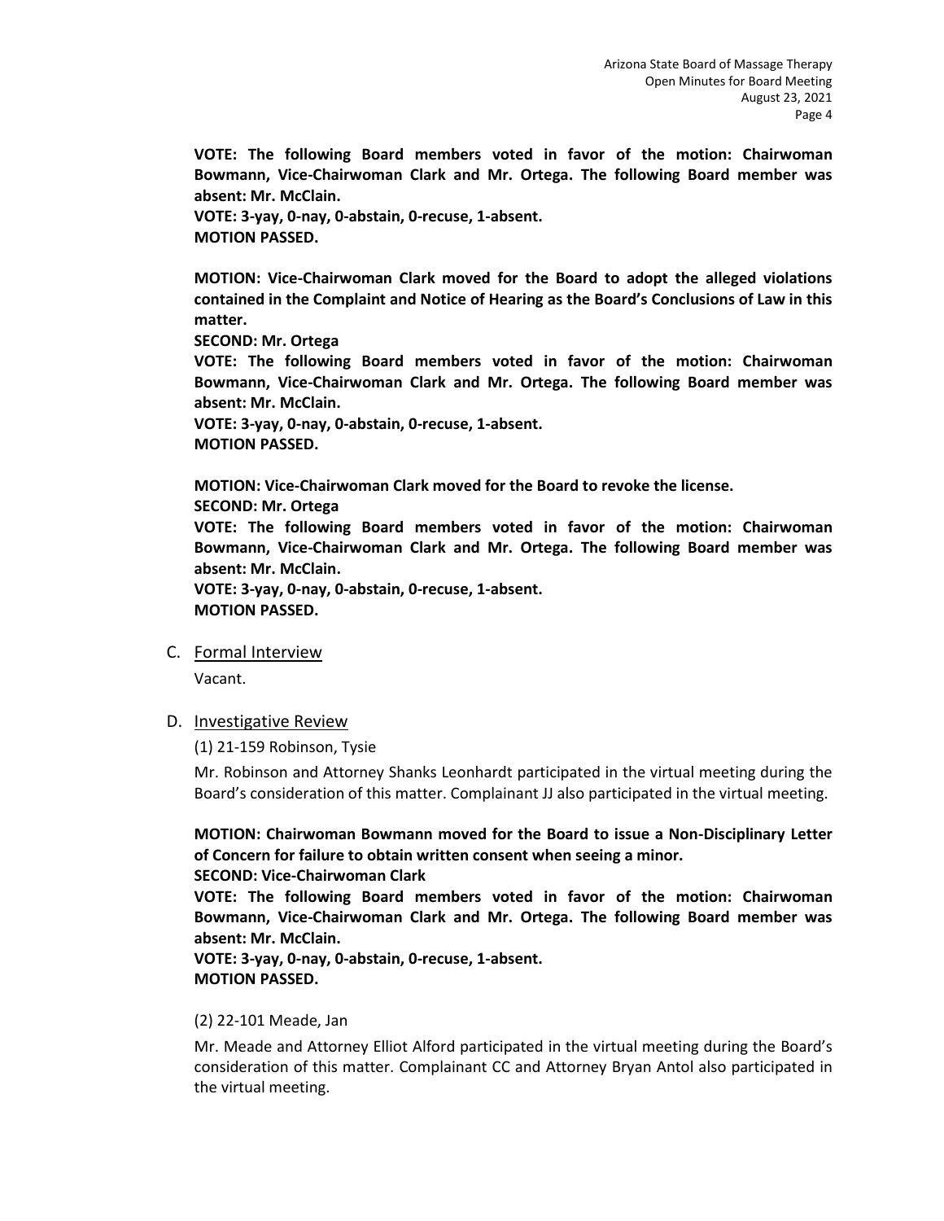**VOTE: The following Board members voted in favor of the motion: Chairwoman Bowmann, Vice-Chairwoman Clark and Mr. Ortega. The following Board member was absent: Mr. McClain.**
**VOTE: 3-yay, 0-nay, 0-abstain, 0-recuse, 1-absent.**
**MOTION PASSED.**

**MOTION: Vice-Chairwoman Clark moved for the Board to adopt the alleged violations contained in the Complaint and Notice of Hearing as the Board's Conclusions of Law in this matter.**
**SECOND: Mr. Ortega**
**VOTE: The following Board members voted in favor of the motion: Chairwoman Bowmann, Vice-Chairwoman Clark and Mr. Ortega. The following Board member was absent: Mr. McClain.**
**VOTE: 3-yay, 0-nay, 0-abstain, 0-recuse, 1-absent.**
**MOTION PASSED.**

**MOTION: Vice-Chairwoman Clark moved for the Board to revoke the license.**
**SECOND: Mr. Ortega**
**VOTE: The following Board members voted in favor of the motion: Chairwoman Bowmann, Vice-Chairwoman Clark and Mr. Ortega. The following Board member was absent: Mr. McClain.**
**VOTE: 3-yay, 0-nay, 0-abstain, 0-recuse, 1-absent.**
**MOTION PASSED.**

C. Formal Interview

Vacant.

D. Investigative Review

(1) 21-159 Robinson, Tysie

Mr. Robinson and Attorney Shanks Leonhardt participated in the virtual meeting during the Board's consideration of this matter. Complainant JJ also participated in the virtual meeting.

**MOTION: Chairwoman Bowmann moved for the Board to issue a Non-Disciplinary Letter of Concern for failure to obtain written consent when seeing a minor.**
**SECOND: Vice-Chairwoman Clark**
**VOTE: The following Board members voted in favor of the motion: Chairwoman Bowmann, Vice-Chairwoman Clark and Mr. Ortega. The following Board member was absent: Mr. McClain.**
**VOTE: 3-yay, 0-nay, 0-abstain, 0-recuse, 1-absent.**
**MOTION PASSED.**

(2) 22-101 Meade, Jan

Mr. Meade and Attorney Elliot Alford participated in the virtual meeting during the Board's consideration of this matter. Complainant CC and Attorney Bryan Antol also participated in the virtual meeting.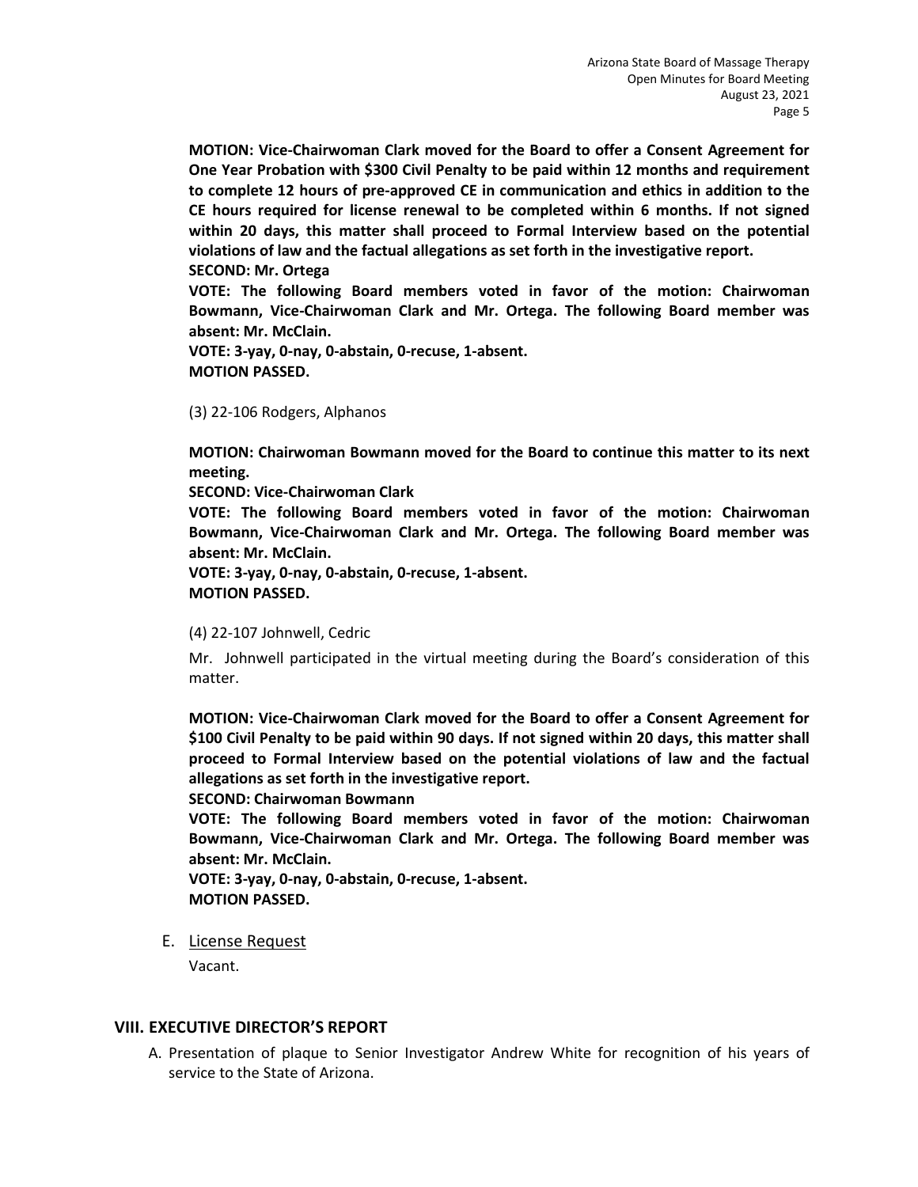**MOTION: Vice-Chairwoman Clark moved for the Board to offer a Consent Agreement for One Year Probation with $300 Civil Penalty to be paid within 12 months and requirement to complete 12 hours of pre-approved CE in communication and ethics in addition to the CE hours required for license renewal to be completed within 6 months. If not signed within 20 days, this matter shall proceed to Formal Interview based on the potential violations of law and the factual allegations as set forth in the investigative report.**
**SECOND: Mr. Ortega**
**VOTE: The following Board members voted in favor of the motion: Chairwoman Bowmann, Vice-Chairwoman Clark and Mr. Ortega. The following Board member was absent: Mr. McClain.**
**VOTE: 3-yay, 0-nay, 0-abstain, 0-recuse, 1-absent.**
**MOTION PASSED.**

(3) 22-106 Rodgers, Alphanos

**MOTION: Chairwoman Bowmann moved for the Board to continue this matter to its next meeting.**
**SECOND: Vice-Chairwoman Clark**
**VOTE: The following Board members voted in favor of the motion: Chairwoman Bowmann, Vice-Chairwoman Clark and Mr. Ortega. The following Board member was absent: Mr. McClain.**
**VOTE: 3-yay, 0-nay, 0-abstain, 0-recuse, 1-absent.**
**MOTION PASSED.**

(4) 22-107 Johnwell, Cedric

Mr. Johnwell participated in the virtual meeting during the Board's consideration of this matter.

**MOTION: Vice-Chairwoman Clark moved for the Board to offer a Consent Agreement for $100 Civil Penalty to be paid within 90 days. If not signed within 20 days, this matter shall proceed to Formal Interview based on the potential violations of law and the factual allegations as set forth in the investigative report.**
**SECOND: Chairwoman Bowmann**
**VOTE: The following Board members voted in favor of the motion: Chairwoman Bowmann, Vice-Chairwoman Clark and Mr. Ortega. The following Board member was absent: Mr. McClain.**
**VOTE: 3-yay, 0-nay, 0-abstain, 0-recuse, 1-absent.**
**MOTION PASSED.**

E. License Request

Vacant.

## VIII. EXECUTIVE DIRECTOR'S REPORT

A. Presentation of plaque to Senior Investigator Andrew White for recognition of his years of service to the State of Arizona.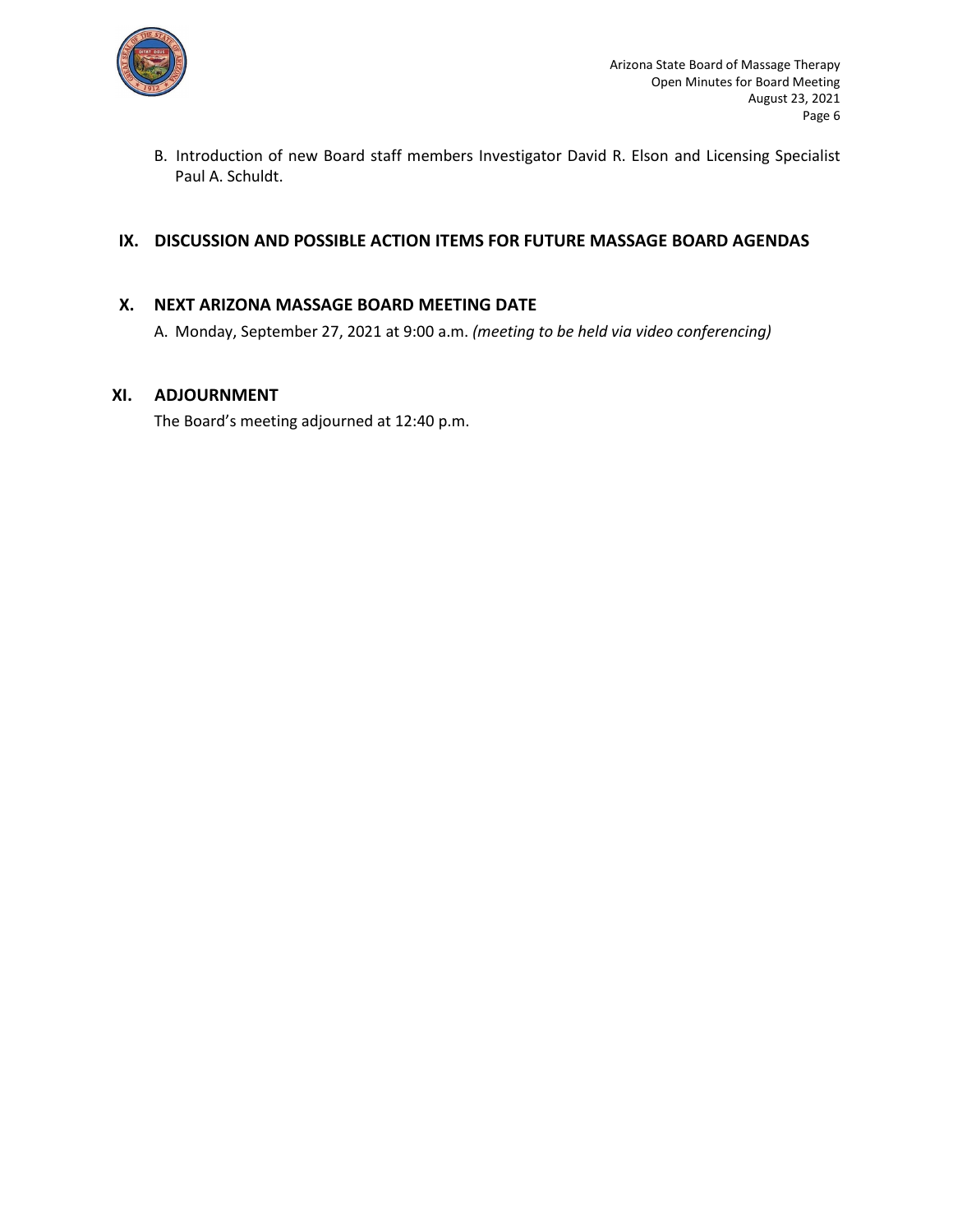B. Introduction of new Board staff members Investigator David R. Elson and Licensing Specialist Paul A. Schuldt.

## IX. DISCUSSION AND POSSIBLE ACTION ITEMS FOR FUTURE MASSAGE BOARD AGENDAS

## X. NEXT ARIZONA MASSAGE BOARD MEETING DATE

A. Monday, September 27, 2021 at 9:00 a.m. *(meeting to be held via video conferencing)*

## XI. ADJOURNMENT

The Board's meeting adjourned at 12:40 p.m.